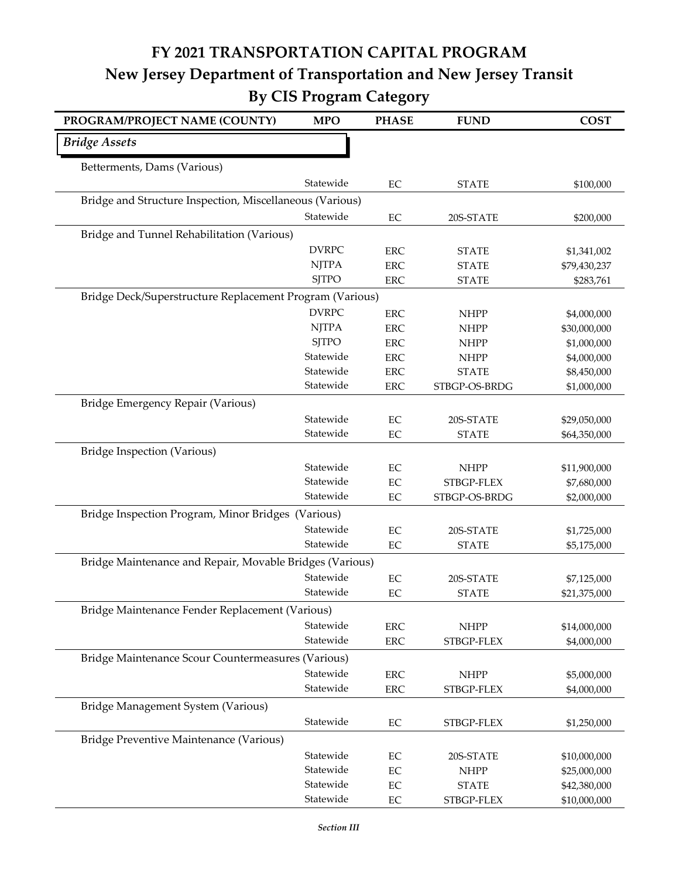# FY 2021 TRANSPORTATION CAPITAL PROGRAM

## New Jersey Department of Transportation and New Jersey Transit

## By CIS Program Category

| PROGRAM/PROJECT NAME (COUNTY) | MPO | PHASE | FUND | COST |
|---|---|---|---|---|
| *Bridge Assets* | | | | |
| Betterments, Dams (Various) | | | | |
| | Statewide | EC | STATE | $100,000 |
| Bridge and Structure Inspection, Miscellaneous (Various) | | | | |
| | Statewide | EC | 20S-STATE | $200,000 |
| Bridge and Tunnel Rehabilitation (Various) | | | | |
| | DVRPC | ERC | STATE | $1,341,002 |
| | NJTPA | ERC | STATE | $79,430,237 |
| | SJTPO | ERC | STATE | $283,761 |
| Bridge Deck/Superstructure Replacement Program (Various) | | | | |
| | DVRPC | ERC | NHPP | $4,000,000 |
| | NJTPA | ERC | NHPP | $30,000,000 |
| | SJTPO | ERC | NHPP | $1,000,000 |
| | Statewide | ERC | NHPP | $4,000,000 |
| | Statewide | ERC | STATE | $8,450,000 |
| | Statewide | ERC | STBGP-OS-BRDG | $1,000,000 |
| Bridge Emergency Repair (Various) | | | | |
| | Statewide | EC | 20S-STATE | $29,050,000 |
| | Statewide | EC | STATE | $64,350,000 |
| Bridge Inspection (Various) | | | | |
| | Statewide | EC | NHPP | $11,900,000 |
| | Statewide | EC | STBGP-FLEX | $7,680,000 |
| | Statewide | EC | STBGP-OS-BRDG | $2,000,000 |
| Bridge Inspection Program, Minor Bridges (Various) | | | | |
| | Statewide | EC | 20S-STATE | $1,725,000 |
| | Statewide | EC | STATE | $5,175,000 |
| Bridge Maintenance and Repair, Movable Bridges (Various) | | | | |
| | Statewide | EC | 20S-STATE | $7,125,000 |
| | Statewide | EC | STATE | $21,375,000 |
| Bridge Maintenance Fender Replacement (Various) | | | | |
| | Statewide | ERC | NHPP | $14,000,000 |
| | Statewide | ERC | STBGP-FLEX | $4,000,000 |
| Bridge Maintenance Scour Countermeasures (Various) | | | | |
| | Statewide | ERC | NHPP | $5,000,000 |
| | Statewide | ERC | STBGP-FLEX | $4,000,000 |
| Bridge Management System (Various) | | | | |
| | Statewide | EC | STBGP-FLEX | $1,250,000 |
| Bridge Preventive Maintenance (Various) | | | | |
| | Statewide | EC | 20S-STATE | $10,000,000 |
| | Statewide | EC | NHPP | $25,000,000 |
| | Statewide | EC | STATE | $42,380,000 |
| | Statewide | EC | STBGP-FLEX | $10,000,000 |

*Section III*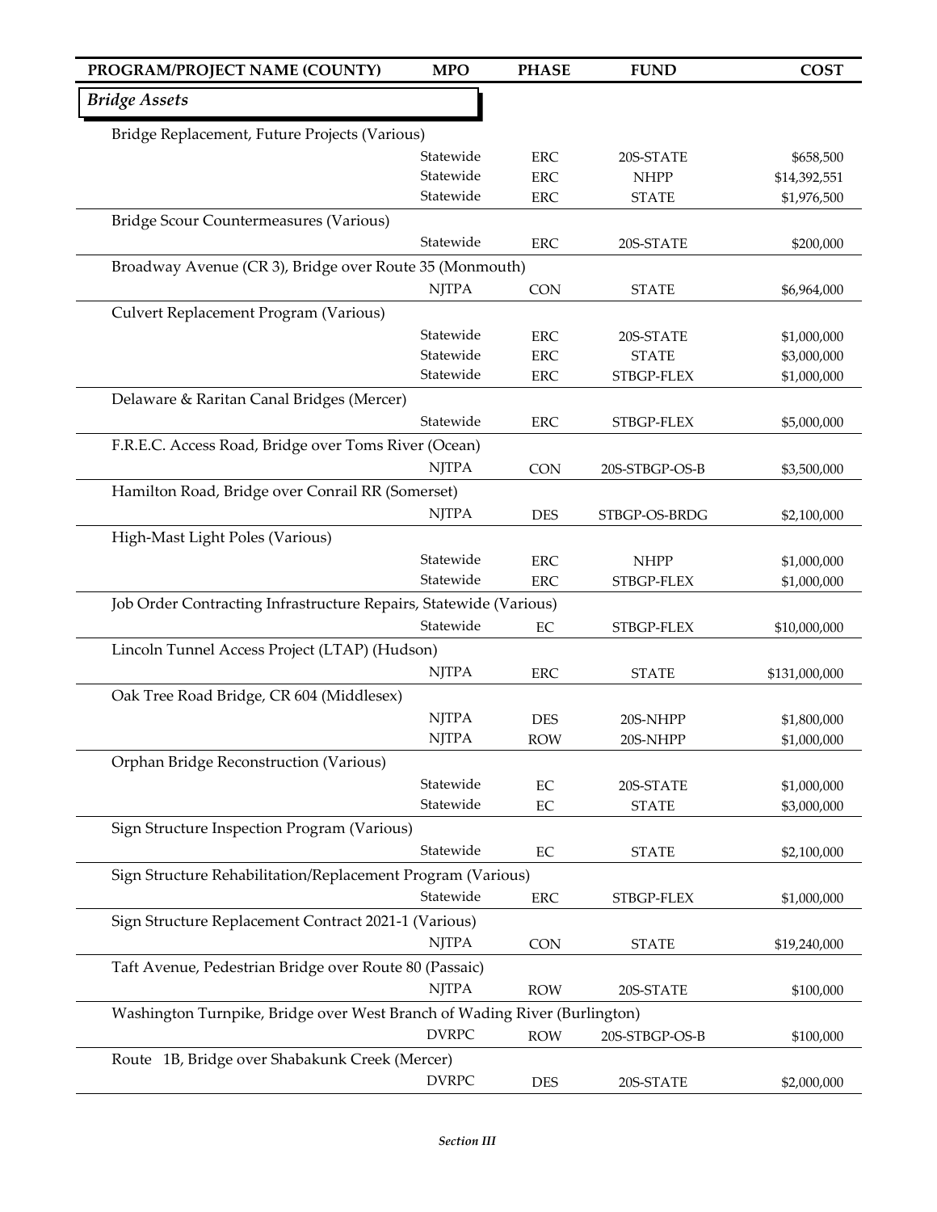| PROGRAM/PROJECT NAME (COUNTY) | MPO | PHASE | FUND | COST |
|---|---|---|---|---|
| ***Bridge Assets*** | | | | |
| Bridge Replacement, Future Projects (Various) | | | | |
| | Statewide | ERC | 20S-STATE | $658,500 |
| | Statewide | ERC | NHPP | $14,392,551 |
| | Statewide | ERC | STATE | $1,976,500 |
| Bridge Scour Countermeasures (Various) | | | | |
| | Statewide | ERC | 20S-STATE | $200,000 |
| Broadway Avenue (CR 3), Bridge over Route 35 (Monmouth) | | | | |
| | NJTPA | CON | STATE | $6,964,000 |
| Culvert Replacement Program (Various) | | | | |
| | Statewide | ERC | 20S-STATE | $1,000,000 |
| | Statewide | ERC | STATE | $3,000,000 |
| | Statewide | ERC | STBGP-FLEX | $1,000,000 |
| Delaware & Raritan Canal Bridges (Mercer) | | | | |
| | Statewide | ERC | STBGP-FLEX | $5,000,000 |
| F.R.E.C. Access Road, Bridge over Toms River (Ocean) | | | | |
| | NJTPA | CON | 20S-STBGP-OS-B | $3,500,000 |
| Hamilton Road, Bridge over Conrail RR (Somerset) | | | | |
| | NJTPA | DES | STBGP-OS-BRDG | $2,100,000 |
| High-Mast Light Poles (Various) | | | | |
| | Statewide | ERC | NHPP | $1,000,000 |
| | Statewide | ERC | STBGP-FLEX | $1,000,000 |
| Job Order Contracting Infrastructure Repairs, Statewide (Various) | | | | |
| | Statewide | EC | STBGP-FLEX | $10,000,000 |
| Lincoln Tunnel Access Project (LTAP) (Hudson) | | | | |
| | NJTPA | ERC | STATE | $131,000,000 |
| Oak Tree Road Bridge, CR 604 (Middlesex) | | | | |
| | NJTPA | DES | 20S-NHPP | $1,800,000 |
| | NJTPA | ROW | 20S-NHPP | $1,000,000 |
| Orphan Bridge Reconstruction (Various) | | | | |
| | Statewide | EC | 20S-STATE | $1,000,000 |
| | Statewide | EC | STATE | $3,000,000 |
| Sign Structure Inspection Program (Various) | | | | |
| | Statewide | EC | STATE | $2,100,000 |
| Sign Structure Rehabilitation/Replacement Program (Various) | | | | |
| | Statewide | ERC | STBGP-FLEX | $1,000,000 |
| Sign Structure Replacement Contract 2021-1 (Various) | | | | |
| | NJTPA | CON | STATE | $19,240,000 |
| Taft Avenue, Pedestrian Bridge over Route 80 (Passaic) | | | | |
| | NJTPA | ROW | 20S-STATE | $100,000 |
| Washington Turnpike, Bridge over West Branch of Wading River (Burlington) | | | | |
| | DVRPC | ROW | 20S-STBGP-OS-B | $100,000 |
| Route 1B, Bridge over Shabakunk Creek (Mercer) | | | | |
| | DVRPC | DES | 20S-STATE | $2,000,000 |

*Section III*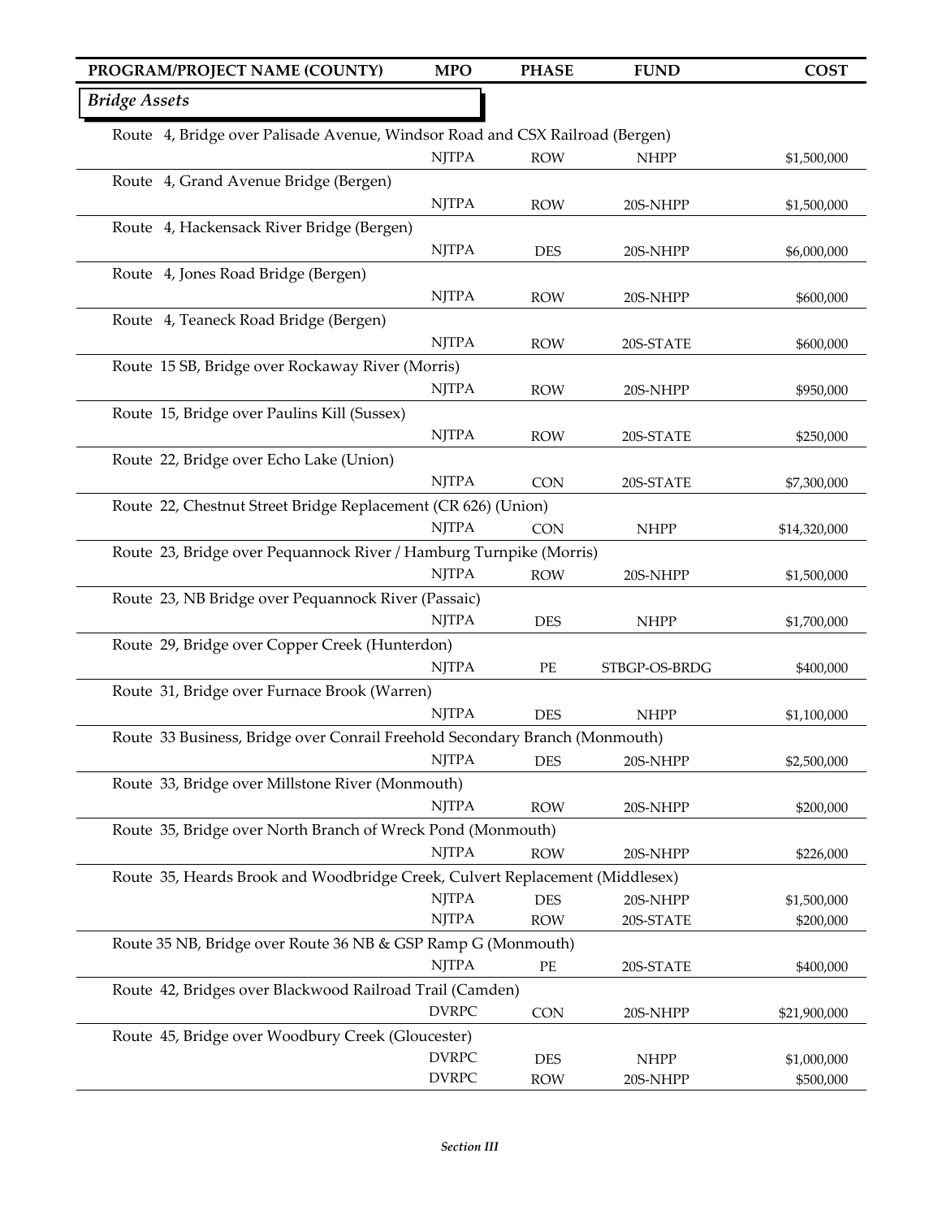| PROGRAM/PROJECT NAME (COUNTY) | MPO | PHASE | FUND | COST |
|---|---|---|---|---|
| ***Bridge Assets*** | | | | |
| Route 4, Bridge over Palisade Avenue, Windsor Road and CSX Railroad (Bergen) | | | | |
| | NJTPA | ROW | NHPP | $1,500,000 |
| Route 4, Grand Avenue Bridge (Bergen) | | | | |
| | NJTPA | ROW | 20S-NHPP | $1,500,000 |
| Route 4, Hackensack River Bridge (Bergen) | | | | |
| | NJTPA | DES | 20S-NHPP | $6,000,000 |
| Route 4, Jones Road Bridge (Bergen) | | | | |
| | NJTPA | ROW | 20S-NHPP | $600,000 |
| Route 4, Teaneck Road Bridge (Bergen) | | | | |
| | NJTPA | ROW | 20S-STATE | $600,000 |
| Route 15 SB, Bridge over Rockaway River (Morris) | | | | |
| | NJTPA | ROW | 20S-NHPP | $950,000 |
| Route 15, Bridge over Paulins Kill (Sussex) | | | | |
| | NJTPA | ROW | 20S-STATE | $250,000 |
| Route 22, Bridge over Echo Lake (Union) | | | | |
| | NJTPA | CON | 20S-STATE | $7,300,000 |
| Route 22, Chestnut Street Bridge Replacement (CR 626) (Union) | | | | |
| | NJTPA | CON | NHPP | $14,320,000 |
| Route 23, Bridge over Pequannock River / Hamburg Turnpike (Morris) | | | | |
| | NJTPA | ROW | 20S-NHPP | $1,500,000 |
| Route 23, NB Bridge over Pequannock River (Passaic) | | | | |
| | NJTPA | DES | NHPP | $1,700,000 |
| Route 29, Bridge over Copper Creek (Hunterdon) | | | | |
| | NJTPA | PE | STBGP-OS-BRDG | $400,000 |
| Route 31, Bridge over Furnace Brook (Warren) | | | | |
| | NJTPA | DES | NHPP | $1,100,000 |
| Route 33 Business, Bridge over Conrail Freehold Secondary Branch (Monmouth) | | | | |
| | NJTPA | DES | 20S-NHPP | $2,500,000 |
| Route 33, Bridge over Millstone River (Monmouth) | | | | |
| | NJTPA | ROW | 20S-NHPP | $200,000 |
| Route 35, Bridge over North Branch of Wreck Pond (Monmouth) | | | | |
| | NJTPA | ROW | 20S-NHPP | $226,000 |
| Route 35, Heards Brook and Woodbridge Creek, Culvert Replacement (Middlesex) | | | | |
| | NJTPA | DES | 20S-NHPP | $1,500,000 |
| | NJTPA | ROW | 20S-STATE | $200,000 |
| Route 35 NB, Bridge over Route 36 NB & GSP Ramp G (Monmouth) | | | | |
| | NJTPA | PE | 20S-STATE | $400,000 |
| Route 42, Bridges over Blackwood Railroad Trail (Camden) | | | | |
| | DVRPC | CON | 20S-NHPP | $21,900,000 |
| Route 45, Bridge over Woodbury Creek (Gloucester) | | | | |
| | DVRPC | DES | NHPP | $1,000,000 |
| | DVRPC | ROW | 20S-NHPP | $500,000 |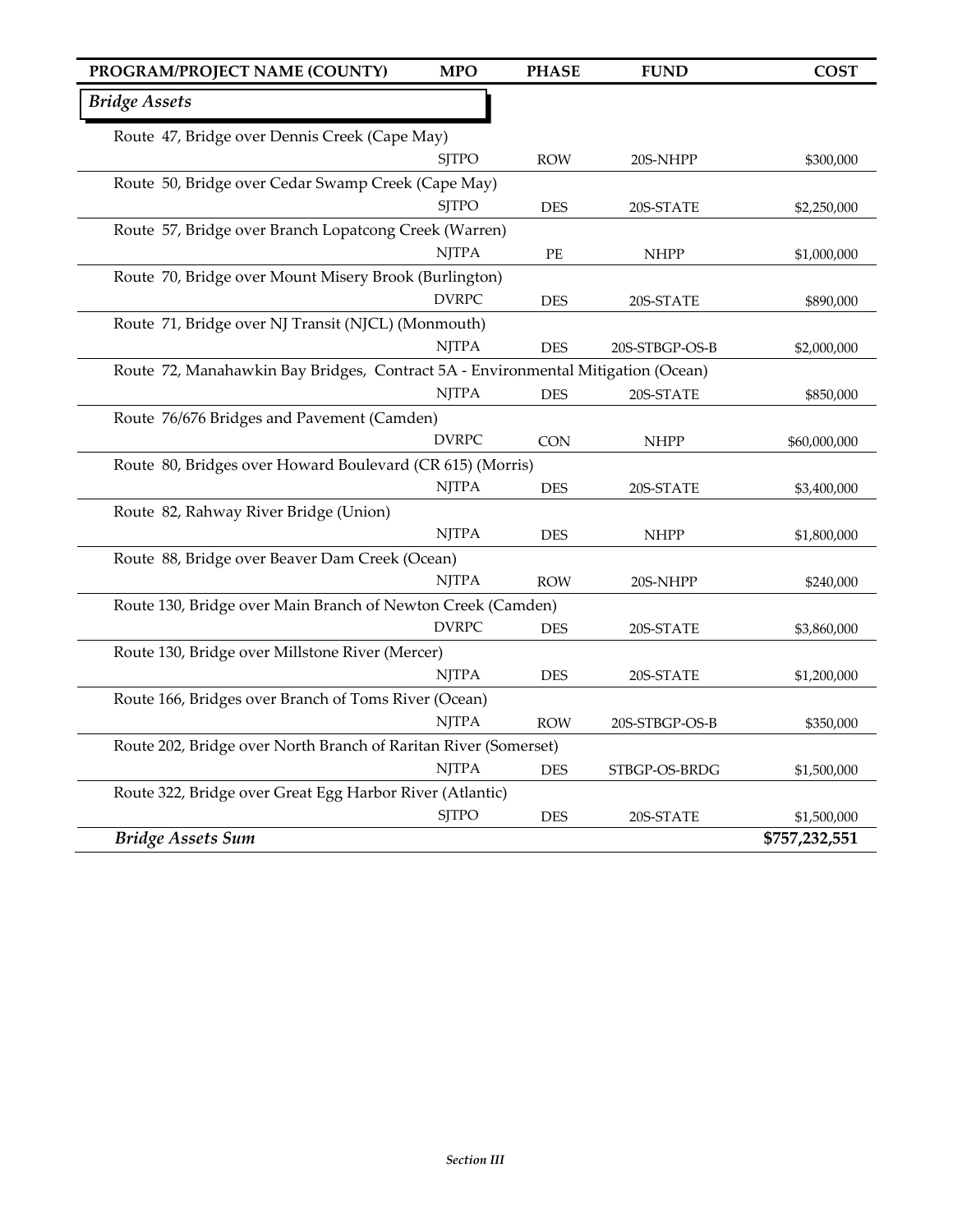| PROGRAM/PROJECT NAME (COUNTY) | MPO | PHASE | FUND | COST |
|---|---|---|---|---|
| ***Bridge Assets*** | | | | |
| Route 47, Bridge over Dennis Creek (Cape May) | SJTPO | ROW | 20S-NHPP | $300,000 |
| Route 50, Bridge over Cedar Swamp Creek (Cape May) | SJTPO | DES | 20S-STATE | $2,250,000 |
| Route 57, Bridge over Branch Lopatcong Creek (Warren) | NJTPA | PE | NHPP | $1,000,000 |
| Route 70, Bridge over Mount Misery Brook (Burlington) | DVRPC | DES | 20S-STATE | $890,000 |
| Route 71, Bridge over NJ Transit (NJCL) (Monmouth) | NJTPA | DES | 20S-STBGP-OS-B | $2,000,000 |
| Route 72, Manahawkin Bay Bridges, Contract 5A - Environmental Mitigation (Ocean) | NJTPA | DES | 20S-STATE | $850,000 |
| Route 76/676 Bridges and Pavement (Camden) | DVRPC | CON | NHPP | $60,000,000 |
| Route 80, Bridges over Howard Boulevard (CR 615) (Morris) | NJTPA | DES | 20S-STATE | $3,400,000 |
| Route 82, Rahway River Bridge (Union) | NJTPA | DES | NHPP | $1,800,000 |
| Route 88, Bridge over Beaver Dam Creek (Ocean) | NJTPA | ROW | 20S-NHPP | $240,000 |
| Route 130, Bridge over Main Branch of Newton Creek (Camden) | DVRPC | DES | 20S-STATE | $3,860,000 |
| Route 130, Bridge over Millstone River (Mercer) | NJTPA | DES | 20S-STATE | $1,200,000 |
| Route 166, Bridges over Branch of Toms River (Ocean) | NJTPA | ROW | 20S-STBGP-OS-B | $350,000 |
| Route 202, Bridge over North Branch of Raritan River (Somerset) | NJTPA | DES | STBGP-OS-BRDG | $1,500,000 |
| Route 322, Bridge over Great Egg Harbor River (Atlantic) | SJTPO | DES | 20S-STATE | $1,500,000 |
| ***Bridge Assets Sum*** | | | | **$757,232,551** |